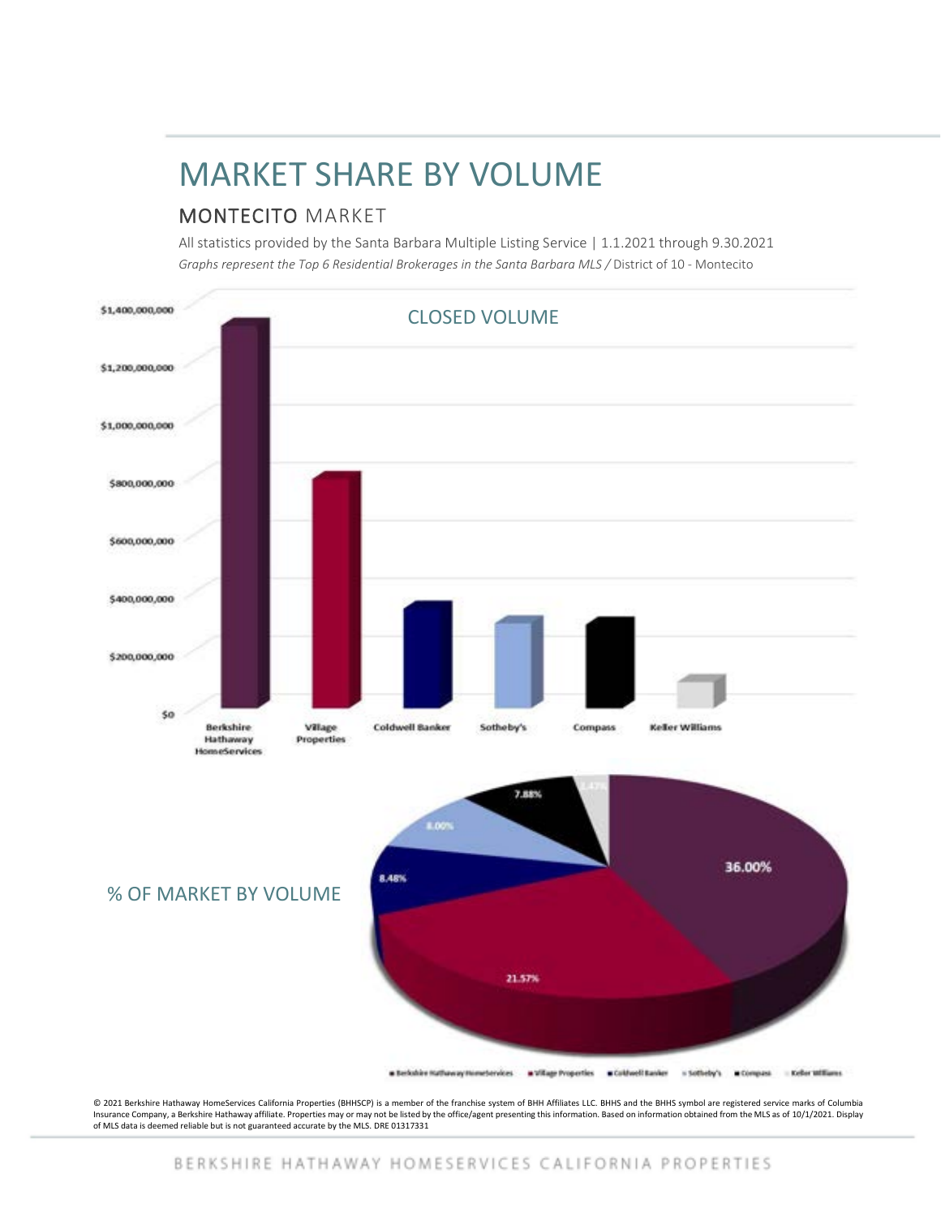# MARKET SHARE BY VOLUME

## MONTECITO MARKET

All statistics provided by the Santa Barbara Multiple Listing Service | 1.1.2021 through 9.30.2021

*Graphs represent the Top 6 Residential Brokerages in the Santa Barbara MLS /* District of 10 - Montecito

CLOSED VOLUME

$1,400,000,000
$1,200,000,000
$1,000,000,000
$800,000,000
$600,000,000
$400,000,000
$200,000,000
$0

Berkshire Hathaway HomeServices | Village Properties | Coldwell Banker | Sotheby's | Compass | Keller Williams

% OF MARKET BY VOLUME

36.00%
21.57%
8.48%
8.00%
7.88%
2.47%

Berkshire Hathaway HomeServices | Village Properties | Coldwell Banker | Sotheby's | Compass | Keller Williams

© 2021 Berkshire Hathaway HomeServices California Properties (BHHSCP) is a member of the franchise system of BHH Affiliates LLC. BHHS and the BHHS symbol are registered service marks of Columbia Insurance Company, a Berkshire Hathaway affiliate. Properties may or may not be listed by the office/agent presenting this information. Based on information obtained from the MLS as of 10/1/2021. Display of MLS data is deemed reliable but is not guaranteed accurate by the MLS. DRE 01317331

BERKSHIRE HATHAWAY HOMESERVICES CALIFORNIA PROPERTIES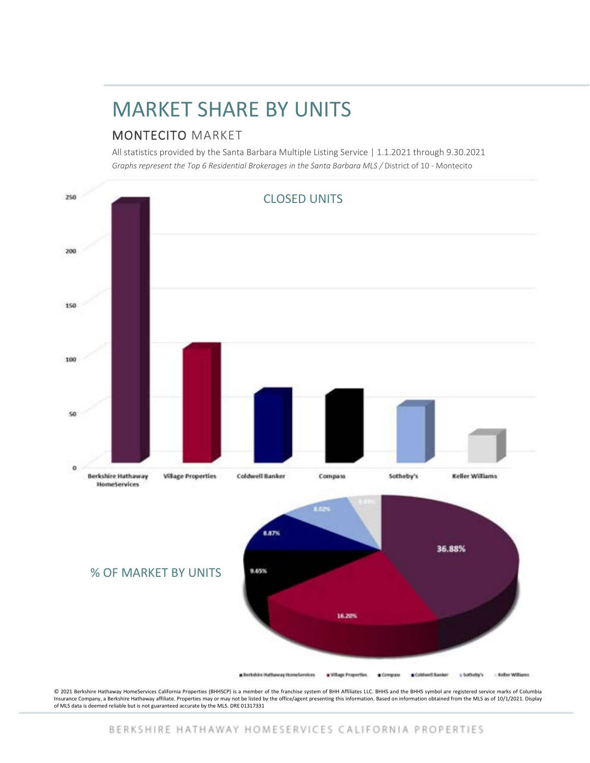# MARKET SHARE BY UNITS

## MONTECITO MARKET

All statistics provided by the Santa Barbara Multiple Listing Service | 1.1.2021 through 9.30.2021

*Graphs represent the Top 6 Residential Brokerages in the Santa Barbara MLS /* District of 10 - Montecito

CLOSED UNITS

250
200
150
100
50
0

Berkshire Hathaway HomeServices | Village Properties | Coldwell Banker | Compass | Sotheby's | Keller Williams

% OF MARKET BY UNITS

36.88%
16.20%
9.65%
8.87%
8.02%

Berkshire Hathaway HomeServices | Village Properties | Compass | Coldwell Banker | Sotheby's | Keller Williams

© 2021 Berkshire Hathaway HomeServices California Properties (BHHSCP) is a member of the franchise system of BHH Affiliates LLC. BHHS and the BHHS symbol are registered service marks of Columbia Insurance Company, a Berkshire Hathaway affiliate. Properties may or may not be listed by the office/agent presenting this information. Based on information obtained from the MLS as of 10/1/2021. Display of MLS data is deemed reliable but is not guaranteed accurate by the MLS. DRE 01317331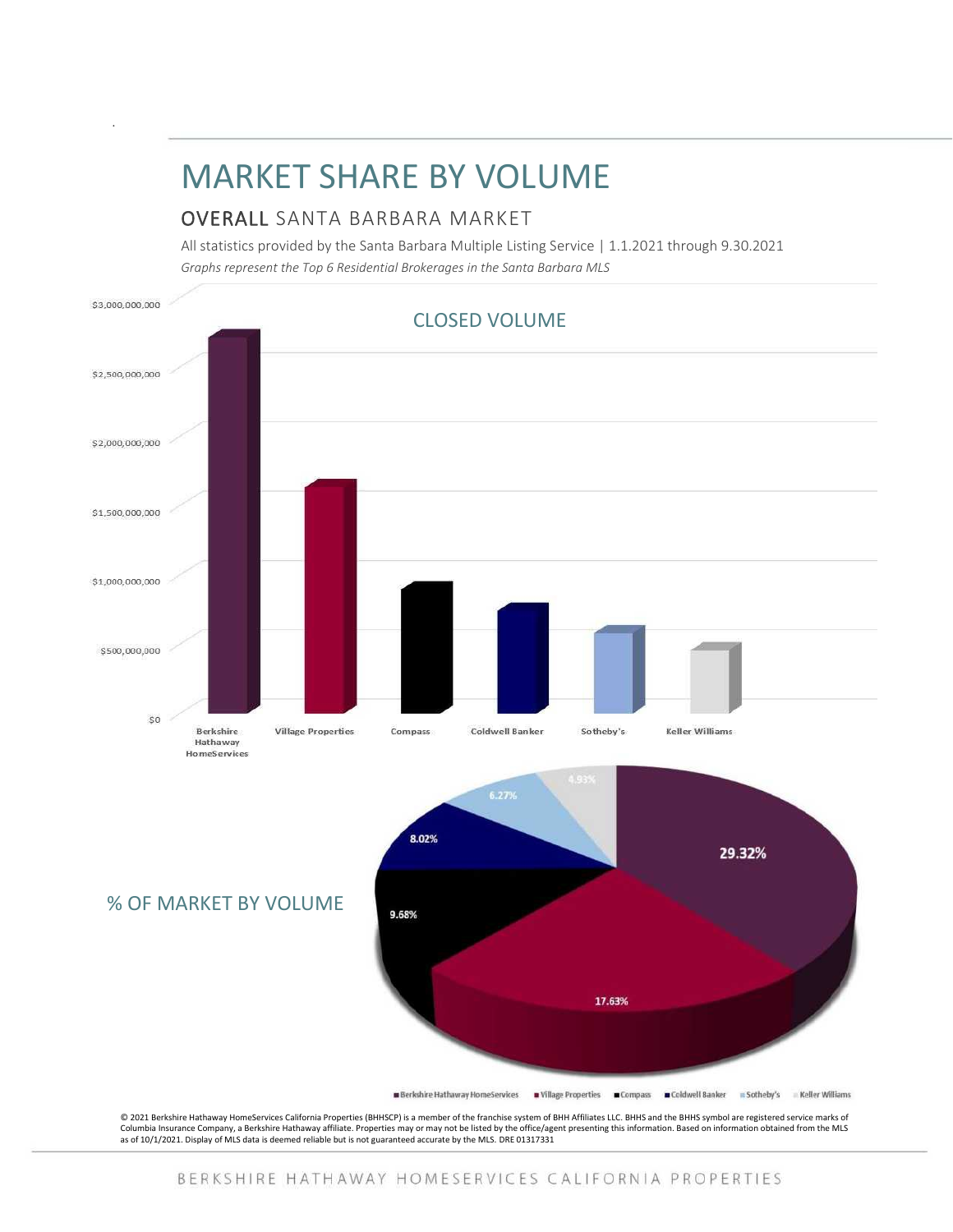# MARKET SHARE BY VOLUME

## OVERALL SANTA BARBARA MARKET

All statistics provided by the Santa Barbara Multiple Listing Service | 1.1.2021 through 9.30.2021

*Graphs represent the Top 6 Residential Brokerages in the Santa Barbara MLS*

### CLOSED VOLUME

$3,000,000,000
$2,500,000,000
$2,000,000,000
$1,500,000,000
$1,000,000,000
$500,000,000
$0

Berkshire Hathaway HomeServices | Village Properties | Compass | Coldwell Banker | Sotheby's | Keller Williams

### % OF MARKET BY VOLUME

| Brokerage | % of Market |
|---|---|
| Berkshire Hathaway HomeServices | 29.32% |
| Village Properties | 17.63% |
| Compass | 9.68% |
| Coldwell Banker | 8.02% |
| Sotheby's | 6.27% |
| Keller Williams | 4.93% |

© 2021 Berkshire Hathaway HomeServices California Properties (BHHSCP) is a member of the franchise system of BHH Affiliates LLC. BHHS and the BHHS symbol are registered service marks of Columbia Insurance Company, a Berkshire Hathaway affiliate. Properties may or may not be listed by the office/agent presenting this information. Based on information obtained from the MLS as of 10/1/2021. Display of MLS data is deemed reliable but is not guaranteed accurate by the MLS. DRE 01317331

BERKSHIRE HATHAWAY HOMESERVICES CALIFORNIA PROPERTIES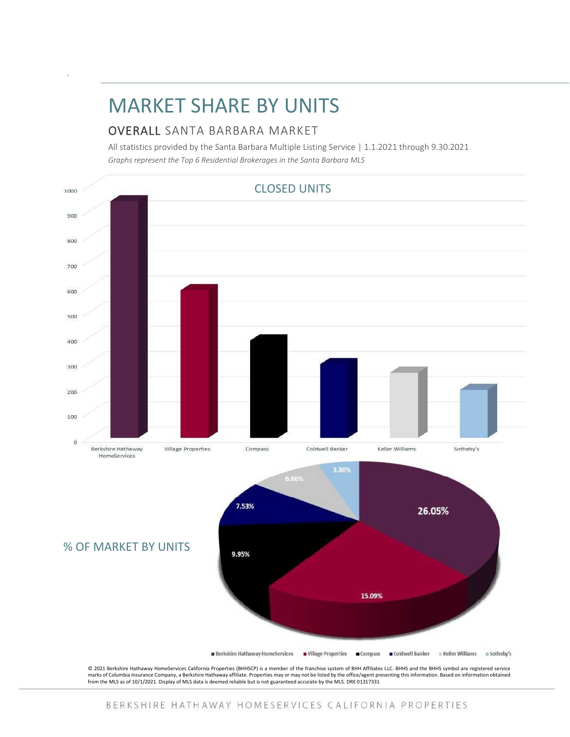# MARKET SHARE BY UNITS

## OVERALL SANTA BARBARA MARKET

All statistics provided by the Santa Barbara Multiple Listing Service | 1.1.2021 through 9.30.2021

*Graphs represent the Top 6 Residential Brokerages in the Santa Barbara MLS*

CLOSED UNITS

1000
900
800
700
600
500
400
300
200
100
0

Berkshire Hathaway HomeServices
Village Properties
Compass
Coldwell Banker
Keller Williams
Sotheby's

% OF MARKET BY UNITS

26.05%
15.09%
9.95%
7.53%
6.66%
3.80%

Berkshire Hathaway HomeServices
Village Properties
Compass
Coldwell Banker
Keller Williams
Sotheby's

© 2021 Berkshire Hathaway HomeServices California Properties (BHHSCP) is a member of the franchise system of BHH Affiliates LLC. BHHS and the BHHS symbol are registered service marks of Columbia Insurance Company, a Berkshire Hathaway affiliate. Properties may or may not be listed by the office/agent presenting this information. Based on information obtained from the MLS as of 10/1/2021. Display of MLS data is deemed reliable but is not guaranteed accurate by the MLS. DRE 01317331

BERKSHIRE HATHAWAY HOMESERVICES CALIFORNIA PROPERTIES